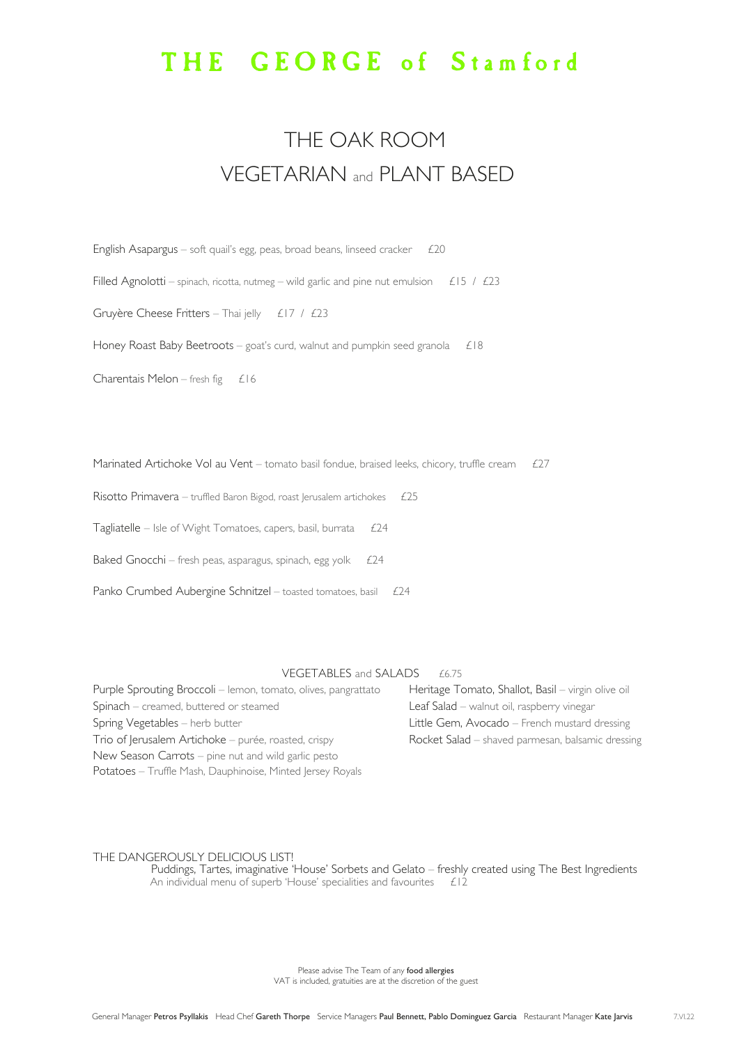# THE GEORGE of Stamford

## THE OAK ROOM
## VEGETARIAN and PLANT BASED

English Asapargus – soft quail's egg, peas, broad beans, linseed cracker £20

Filled Agnolotti – spinach, ricotta, nutmeg – wild garlic and pine nut emulsion £15 / £23

Gruyère Cheese Fritters – Thai jelly £17 / £23

Honey Roast Baby Beetroots – goat's curd, walnut and pumpkin seed granola £18

Charentais Melon – fresh fig £16

Marinated Artichoke Vol au Vent – tomato basil fondue, braised leeks, chicory, truffle cream £27

Risotto Primavera – truffled Baron Bigod, roast Jerusalem artichokes £25

Tagliatelle – Isle of Wight Tomatoes, capers, basil, burrata £24

Baked Gnocchi – fresh peas, asparagus, spinach, egg yolk £24

Panko Crumbed Aubergine Schnitzel – toasted tomatoes, basil £24

### VEGETABLES and SALADS £6.75

Purple Sprouting Broccoli – lemon, tomato, olives, pangrattato
Spinach – creamed, buttered or steamed
Spring Vegetables – herb butter
Trio of Jerusalem Artichoke – purée, roasted, crispy
New Season Carrots – pine nut and wild garlic pesto
Potatoes – Truffle Mash, Dauphinoise, Minted Jersey Royals

Heritage Tomato, Shallot, Basil – virgin olive oil
Leaf Salad – walnut oil, raspberry vinegar
Little Gem, Avocado – French mustard dressing
Rocket Salad – shaved parmesan, balsamic dressing

THE DANGEROUSLY DELICIOUS LIST!
Puddings, Tartes, imaginative 'House' Sorbets and Gelato – freshly created using The Best Ingredients
An individual menu of superb 'House' specialities and favourites £12

Please advise The Team of any **food allergies**
VAT is included, gratuities are at the discretion of the guest

General Manager **Petros Psyllakis** Head Chef **Gareth Thorpe** Service Managers **Paul Bennett, Pablo Dominguez Garcia** Restaurant Manager **Kate Jarvis** 7.VI.22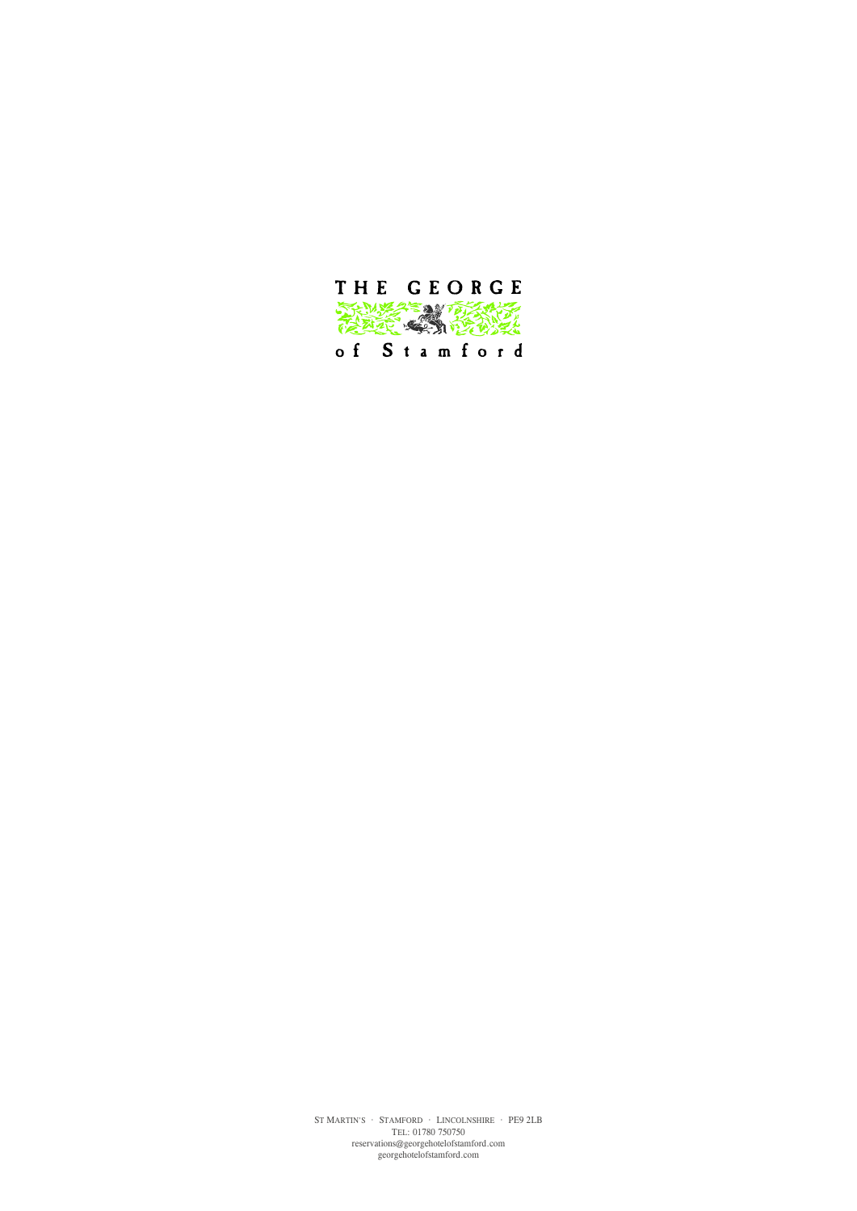THE GEORGE

of Stamford

ST MARTIN'S · STAMFORD · LINCOLNSHIRE · PE9 2LB
TEL: 01780 750750
reservations@georgehotelofstamford.com
georgehotelofstamford.com